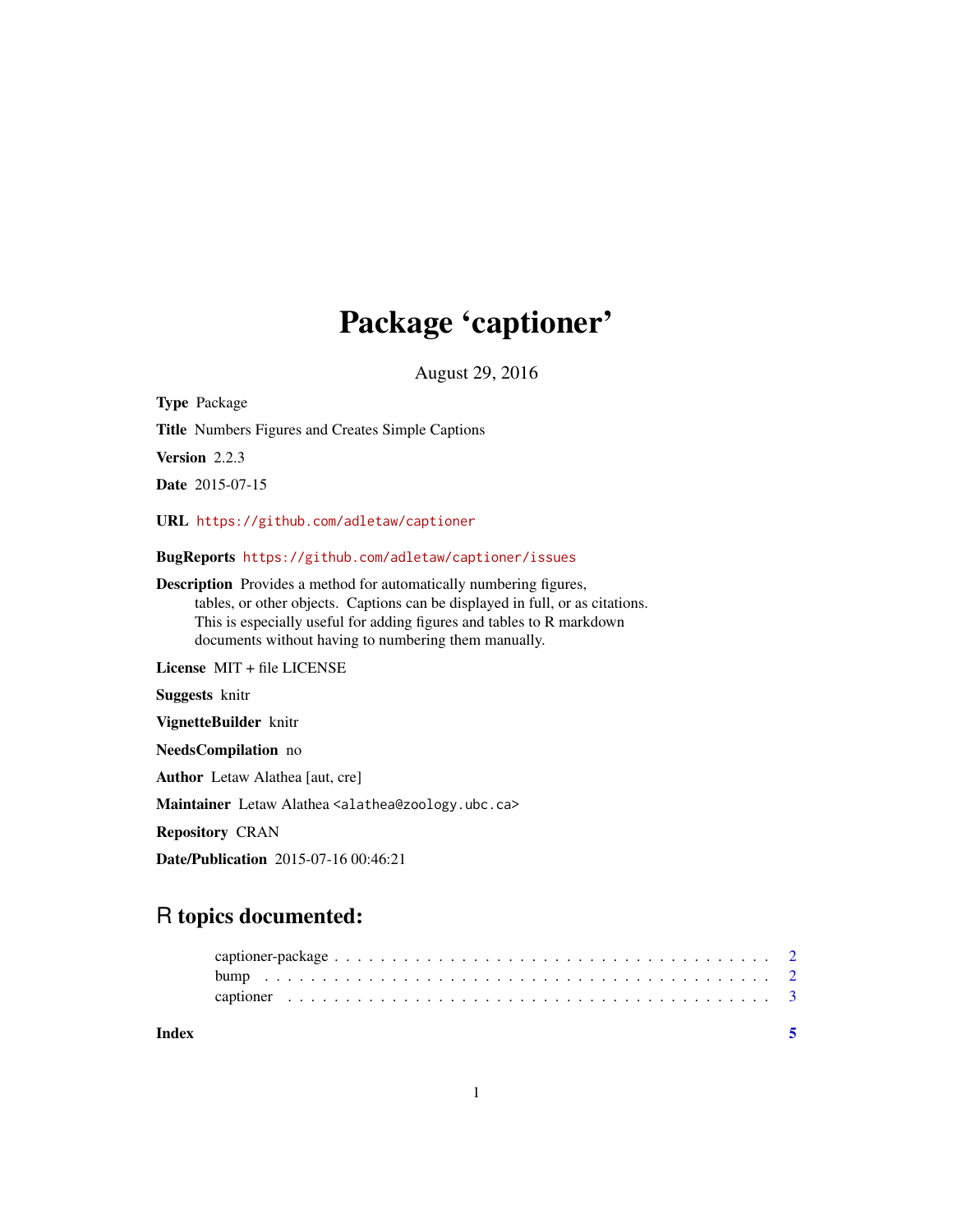# Package 'captioner'

August 29, 2016

**Type** Package

**Title** Numbers Figures and Creates Simple Captions

**Version** 2.2.3

**Date** 2015-07-15

**URL** https://github.com/adletaw/captioner

**BugReports** https://github.com/adletaw/captioner/issues

**Description** Provides a method for automatically numbering figures, tables, or other objects. Captions can be displayed in full, or as citations. This is especially useful for adding figures and tables to R markdown documents without having to numbering them manually.

**License** MIT + file LICENSE

**Suggests** knitr

**VignetteBuilder** knitr

**NeedsCompilation** no

**Author** Letaw Alathea [aut, cre]

**Maintainer** Letaw Alathea <alathea@zoology.ubc.ca>

**Repository** CRAN

**Date/Publication** 2015-07-16 00:46:21

## R topics documented:

| | |
|---|---|
| captioner-package | 2 |
| bump | 2 |
| captioner | 3 |
| **Index** | **5** |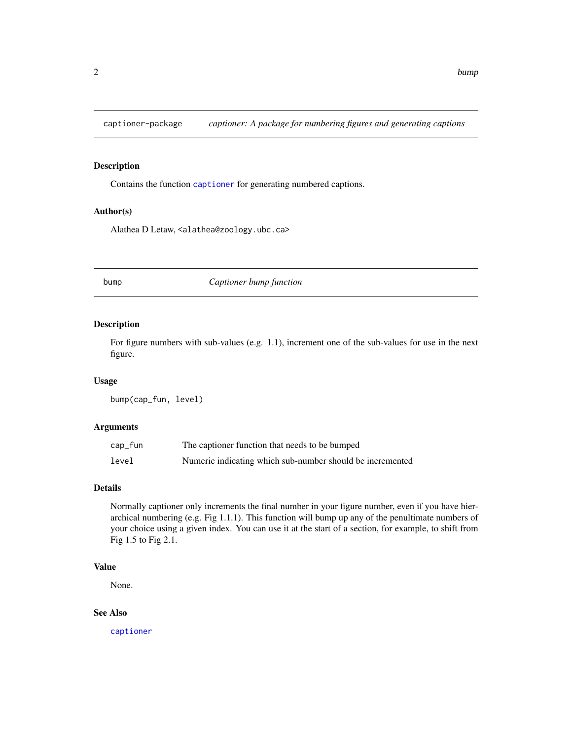## captioner-package — *captioner: A package for numbering figures and generating captions*

### Description

Contains the function `captioner` for generating numbered captions.

### Author(s)

Alathea D Letaw, <alathea@zoology.ubc.ca>

## bump — *Captioner bump function*

### Description

For figure numbers with sub-values (e.g. 1.1), increment one of the sub-values for use in the next figure.

### Usage

```
bump(cap_fun, level)
```

### Arguments

| | |
|---|---|
| cap_fun | The captioner function that needs to be bumped |
| level | Numeric indicating which sub-number should be incremented |

### Details

Normally captioner only increments the final number in your figure number, even if you have hierarchical numbering (e.g. Fig 1.1.1). This function will bump up any of the penultimate numbers of your choice using a given index. You can use it at the start of a section, for example, to shift from Fig 1.5 to Fig 2.1.

### Value

None.

### See Also

`captioner`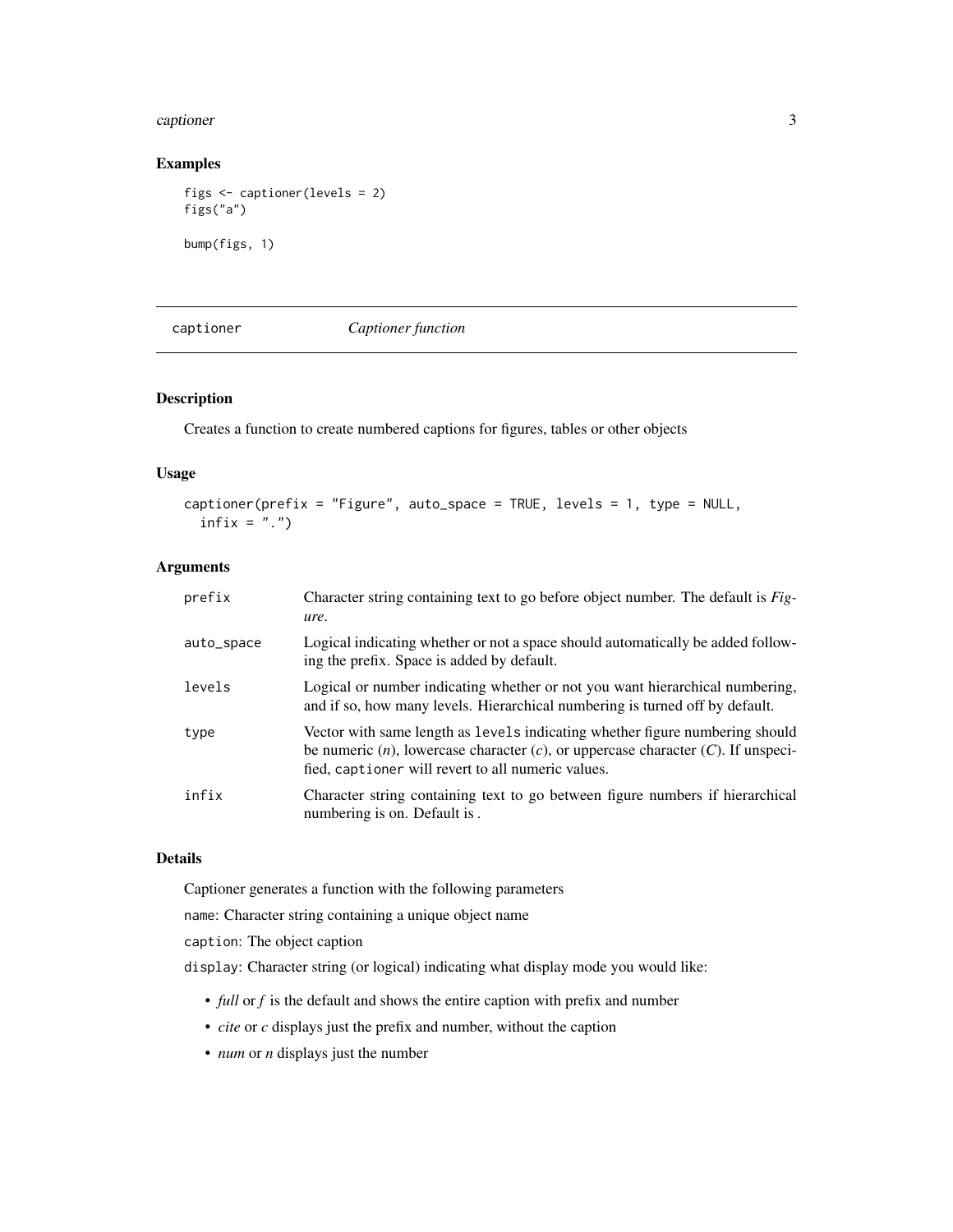## Examples

```
figs <- captioner(levels = 2)
figs("a")

bump(figs, 1)
```

---

# captioner &nbsp;&nbsp;&nbsp;&nbsp; *Captioner function*

---

## Description

Creates a function to create numbered captions for figures, tables or other objects

## Usage

```
captioner(prefix = "Figure", auto_space = TRUE, levels = 1, type = NULL,
  infix = ".")
```

## Arguments

| | |
|---|---|
| prefix | Character string containing text to go before object number. The default is *Figure*. |
| auto_space | Logical indicating whether or not a space should automatically be added following the prefix. Space is added by default. |
| levels | Logical or number indicating whether or not you want hierarchical numbering, and if so, how many levels. Hierarchical numbering is turned off by default. |
| type | Vector with same length as `levels` indicating whether figure numbering should be numeric (*n*), lowercase character (*c*), or uppercase character (*C*). If unspecified, `captioner` will revert to all numeric values. |
| infix | Character string containing text to go between figure numbers if hierarchical numbering is on. Default is . |

## Details

Captioner generates a function with the following parameters

`name`: Character string containing a unique object name

`caption`: The object caption

`display`: Character string (or logical) indicating what display mode you would like:

- *full* or *f* is the default and shows the entire caption with prefix and number
- *cite* or *c* displays just the prefix and number, without the caption
- *num* or *n* displays just the number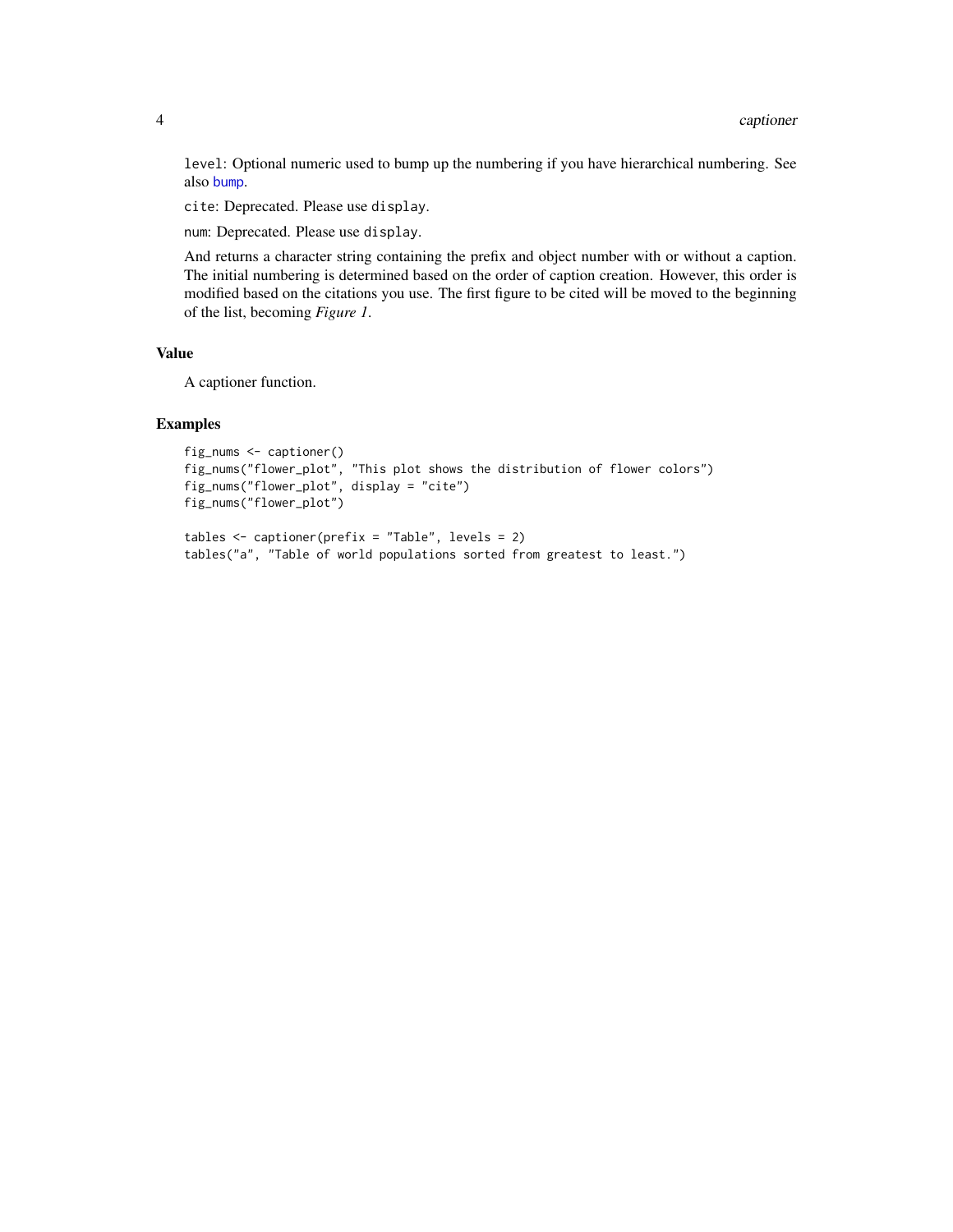`level`: Optional numeric used to bump up the numbering if you have hierarchical numbering. See also `bump`.

`cite`: Deprecated. Please use `display`.

`num`: Deprecated. Please use `display`.

And returns a character string containing the prefix and object number with or without a caption. The initial numbering is determined based on the order of caption creation. However, this order is modified based on the citations you use. The first figure to be cited will be moved to the beginning of the list, becoming *Figure 1*.

## Value

A captioner function.

## Examples

```
fig_nums <- captioner()
fig_nums("flower_plot", "This plot shows the distribution of flower colors")
fig_nums("flower_plot", display = "cite")
fig_nums("flower_plot")

tables <- captioner(prefix = "Table", levels = 2)
tables("a", "Table of world populations sorted from greatest to least.")
```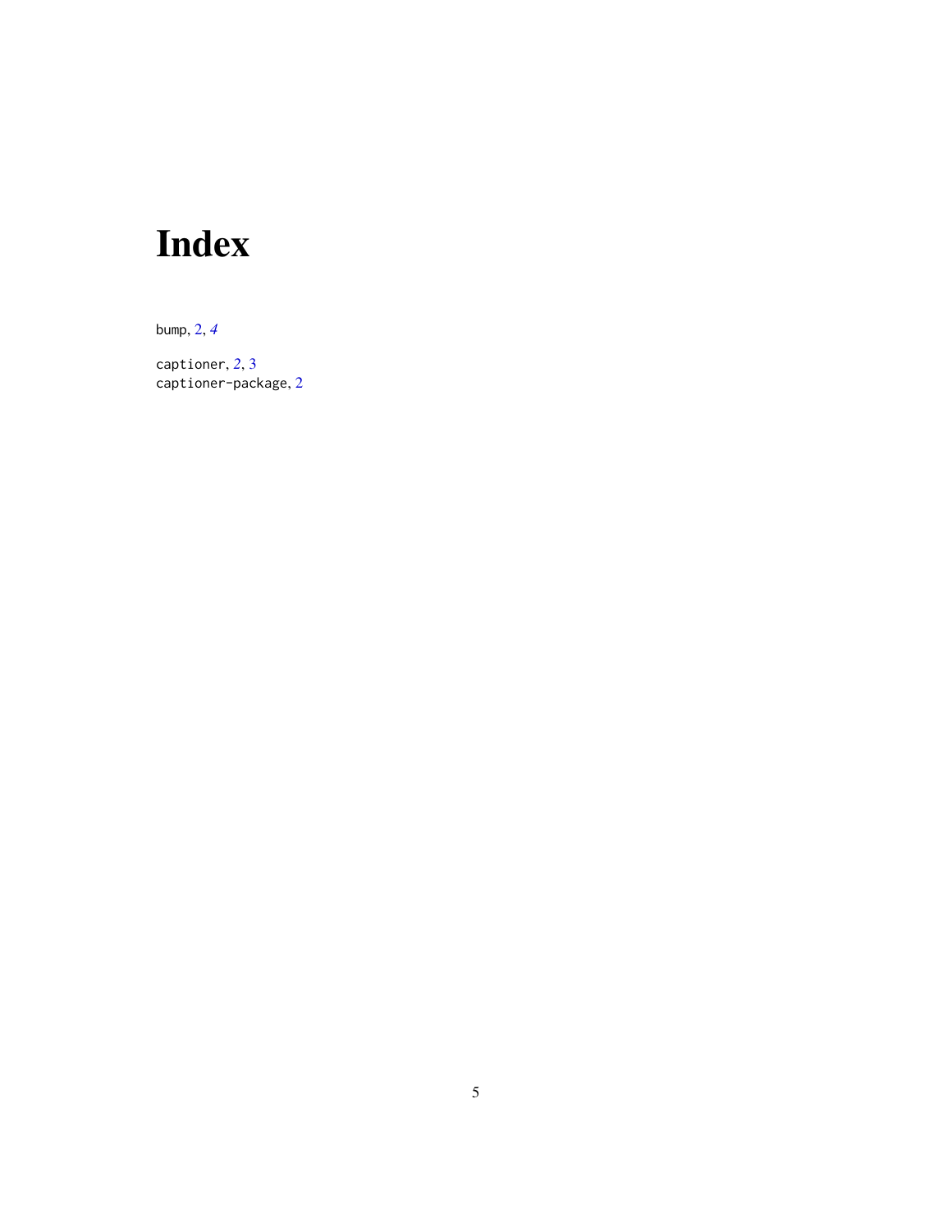# Index

bump, 2, *4*

captioner, *2*, 3
captioner-package, 2